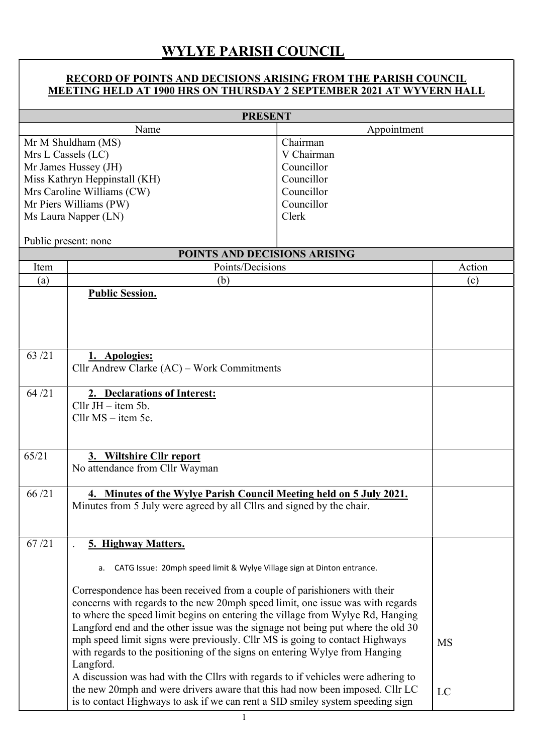# WYLYE PARISH COUNCIL

**RECORD OF POINTS AND DECISIONS ARISING FROM THE PARISH COUNCIL MEETING HELD AT 1900 HRS ON THURSDAY 2 SEPTEMBER 2021 AT WYVERN HALL**

| **PRESENT** | |
|---|---|
| Name | Appointment |
| Mr M Shuldham (MS) | Chairman |
| Mrs L Cassels (LC) | V Chairman |
| Mr James Hussey (JH) | Councillor |
| Miss Kathryn Heppinstall (KH) | Councillor |
| Mrs Caroline Williams (CW) | Councillor |
| Mr Piers Williams (PW) | Councillor |
| Ms Laura Napper (LN) | Clerk |
| Public present: none | |

**POINTS AND DECISIONS ARISING**

| Item | Points/Decisions | Action |
|---|---|---|
| (a) | (b) | (c) |
| | **Public Session.** | |
| 63 /21 | **1. Apologies:**<br>Cllr Andrew Clarke (AC) – Work Commitments | |
| 64 /21 | **2. Declarations of Interest:**<br>Cllr JH – item 5b.<br>Cllr MS – item 5c. | |
| 65/21 | **3. Wiltshire Cllr report**<br>No attendance from Cllr Wayman | |
| 66 /21 | **4. Minutes of the Wylye Parish Council Meeting held on 5 July 2021.**<br>Minutes from 5 July were agreed by all Cllrs and signed by the chair. | |
| 67 /21 | **5. Highway Matters.**<br>a. CATG Issue: 20mph speed limit & Wylye Village sign at Dinton entrance.<br>Correspondence has been received from a couple of parishioners with their concerns with regards to the new 20mph speed limit, one issue was with regards to where the speed limit begins on entering the village from Wylye Rd, Hanging Langford end and the other issue was the signage not being put where the old 30 mph speed limit signs were previously. Cllr MS is going to contact Highways with regards to the positioning of the signs on entering Wylye from Hanging Langford.<br>A discussion was had with the Cllrs with regards to if vehicles were adhering to the new 20mph and were drivers aware that this had now been imposed. Cllr LC is to contact Highways to ask if we can rent a SID smiley system speeding sign | MS<br><br>LC |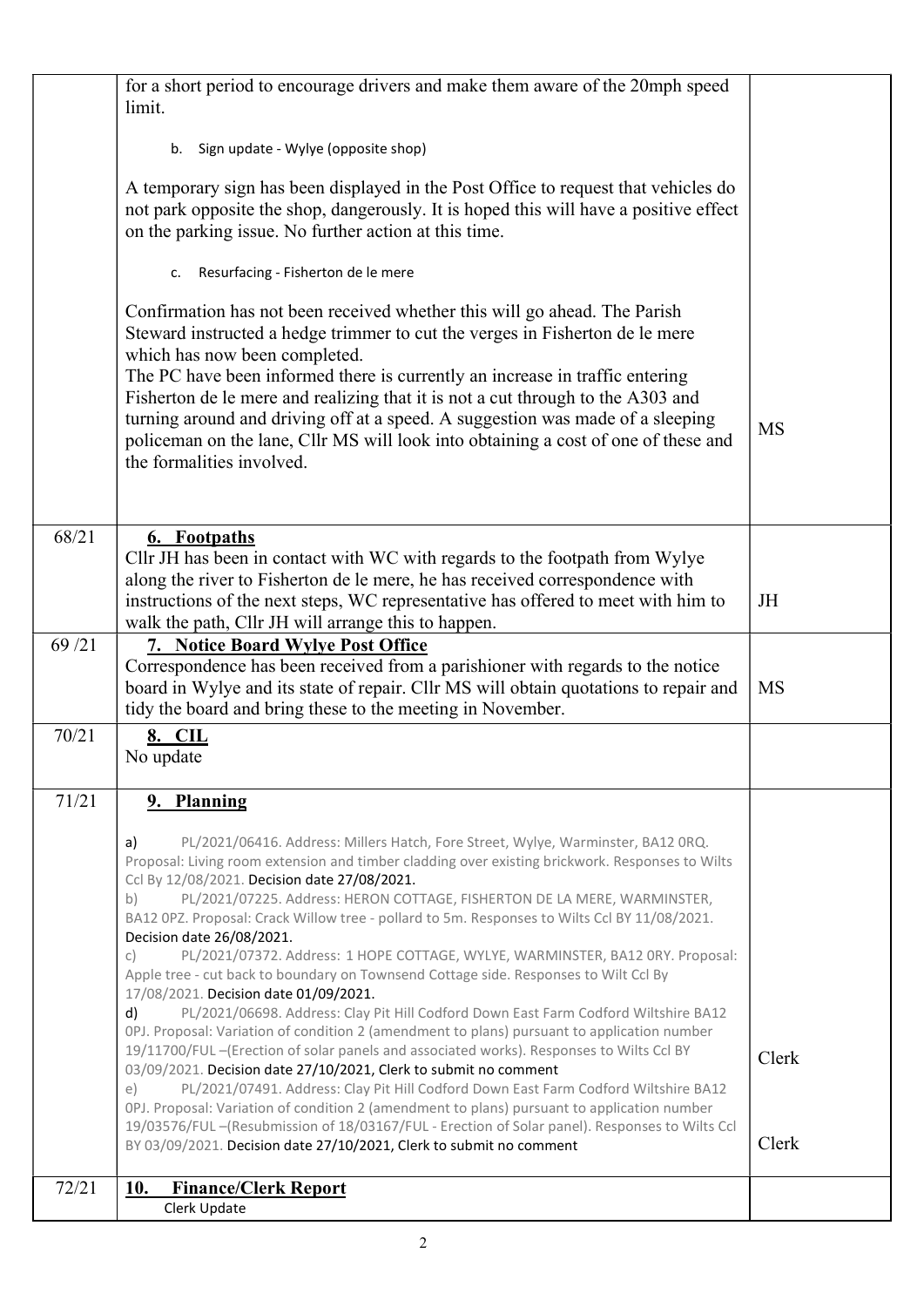| | | |
|---|---|---|
| | for a short period to encourage drivers and make them aware of the 20mph speed limit.<br><br>b. Sign update - Wylye (opposite shop)<br><br>A temporary sign has been displayed in the Post Office to request that vehicles do not park opposite the shop, dangerously. It is hoped this will have a positive effect on the parking issue. No further action at this time.<br><br>c. Resurfacing - Fisherton de le mere<br><br>Confirmation has not been received whether this will go ahead. The Parish Steward instructed a hedge trimmer to cut the verges in Fisherton de le mere which has now been completed.<br>The PC have been informed there is currently an increase in traffic entering Fisherton de le mere and realizing that it is not a cut through to the A303 and turning around and driving off at a speed. A suggestion was made of a sleeping policeman on the lane, Cllr MS will look into obtaining a cost of one of these and the formalities involved. | MS |
| 68/21 | **6. Footpaths**<br>Cllr JH has been in contact with WC with regards to the footpath from Wylye along the river to Fisherton de le mere, he has received correspondence with instructions of the next steps, WC representative has offered to meet with him to walk the path, Cllr JH will arrange this to happen. | JH |
| 69 /21 | **7. Notice Board Wylye Post Office**<br>Correspondence has been received from a parishioner with regards to the notice board in Wylye and its state of repair. Cllr MS will obtain quotations to repair and tidy the board and bring these to the meeting in November. | MS |
| 70/21 | **8. CIL**<br>No update | |
| 71/21 | **9. Planning**<br><br>a) PL/2021/06416. Address: Millers Hatch, Fore Street, Wylye, Warminster, BA12 0RQ. Proposal: Living room extension and timber cladding over existing brickwork. Responses to Wilts Ccl By 12/08/2021. Decision date 27/08/2021.<br>b) PL/2021/07225. Address: HERON COTTAGE, FISHERTON DE LA MERE, WARMINSTER, BA12 0PZ. Proposal: Crack Willow tree - pollard to 5m. Responses to Wilts Ccl BY 11/08/2021. Decision date 26/08/2021.<br>c) PL/2021/07372. Address: 1 HOPE COTTAGE, WYLYE, WARMINSTER, BA12 0RY. Proposal: Apple tree - cut back to boundary on Townsend Cottage side. Responses to Wilt Ccl By 17/08/2021. Decision date 01/09/2021.<br>d) PL/2021/06698. Address: Clay Pit Hill Codford Down East Farm Codford Wiltshire BA12 0PJ. Proposal: Variation of condition 2 (amendment to plans) pursuant to application number 19/11700/FUL –(Erection of solar panels and associated works). Responses to Wilts Ccl BY 03/09/2021. Decision date 27/10/2021, Clerk to submit no comment<br>e) PL/2021/07491. Address: Clay Pit Hill Codford Down East Farm Codford Wiltshire BA12 0PJ. Proposal: Variation of condition 2 (amendment to plans) pursuant to application number 19/03576/FUL –(Resubmission of 18/03167/FUL - Erection of Solar panel). Responses to Wilts Ccl BY 03/09/2021. Decision date 27/10/2021, Clerk to submit no comment | Clerk<br><br>Clerk |
| 72/21 | **10. Finance/Clerk Report**<br>Clerk Update | |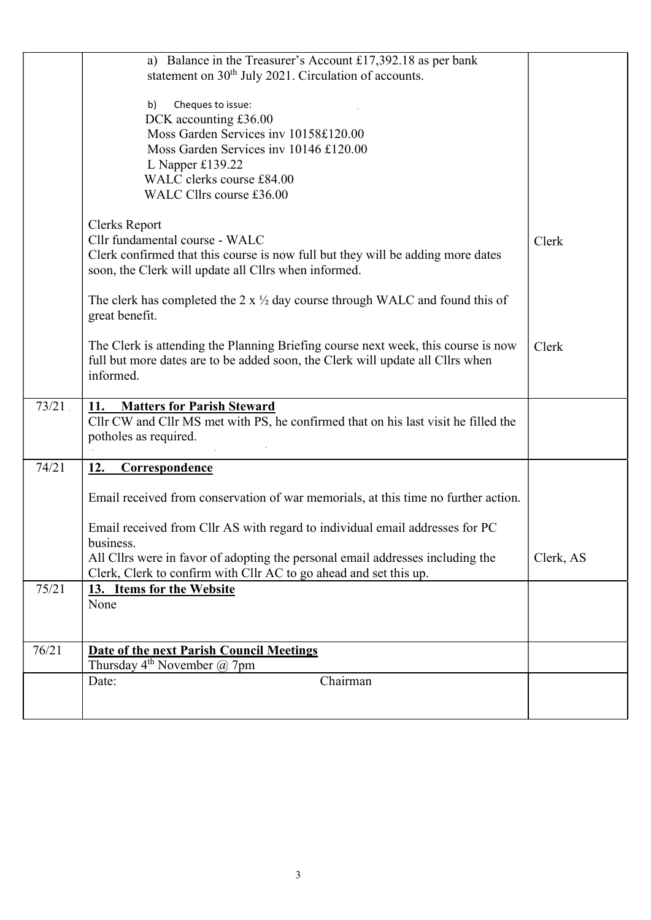| | | |
|---|---|---|
| | a) Balance in the Treasurer's Account £17,392.18 as per bank statement on 30th July 2021. Circulation of accounts.<br><br>b) Cheques to issue:<br>DCK accounting £36.00<br>Moss Garden Services inv 10158£120.00<br>Moss Garden Services inv 10146 £120.00<br>L Napper £139.22<br>WALC clerks course £84.00<br>WALC Cllrs course £36.00<br><br>Clerks Report<br>Cllr fundamental course - WALC<br>Clerk confirmed that this course is now full but they will be adding more dates soon, the Clerk will update all Cllrs when informed.<br><br>The clerk has completed the 2 x ½ day course through WALC and found this of great benefit.<br><br>The Clerk is attending the Planning Briefing course next week, this course is now full but more dates are to be added soon, the Clerk will update all Cllrs when informed. | Clerk<br><br>Clerk |
| 73/21 | **11. Matters for Parish Steward**<br>Cllr CW and Cllr MS met with PS, he confirmed that on his last visit he filled the potholes as required. | |
| 74/21 | **12. Correspondence**<br><br>Email received from conservation of war memorials, at this time no further action.<br><br>Email received from Cllr AS with regard to individual email addresses for PC business.<br>All Cllrs were in favor of adopting the personal email addresses including the Clerk, Clerk to confirm with Cllr AC to go ahead and set this up. | Clerk, AS |
| 75/21 | **13. Items for the Website**<br>None | |
| 76/21 | **Date of the next Parish Council Meetings**<br>Thursday 4th November @ 7pm | |
| | Date: Chairman | |